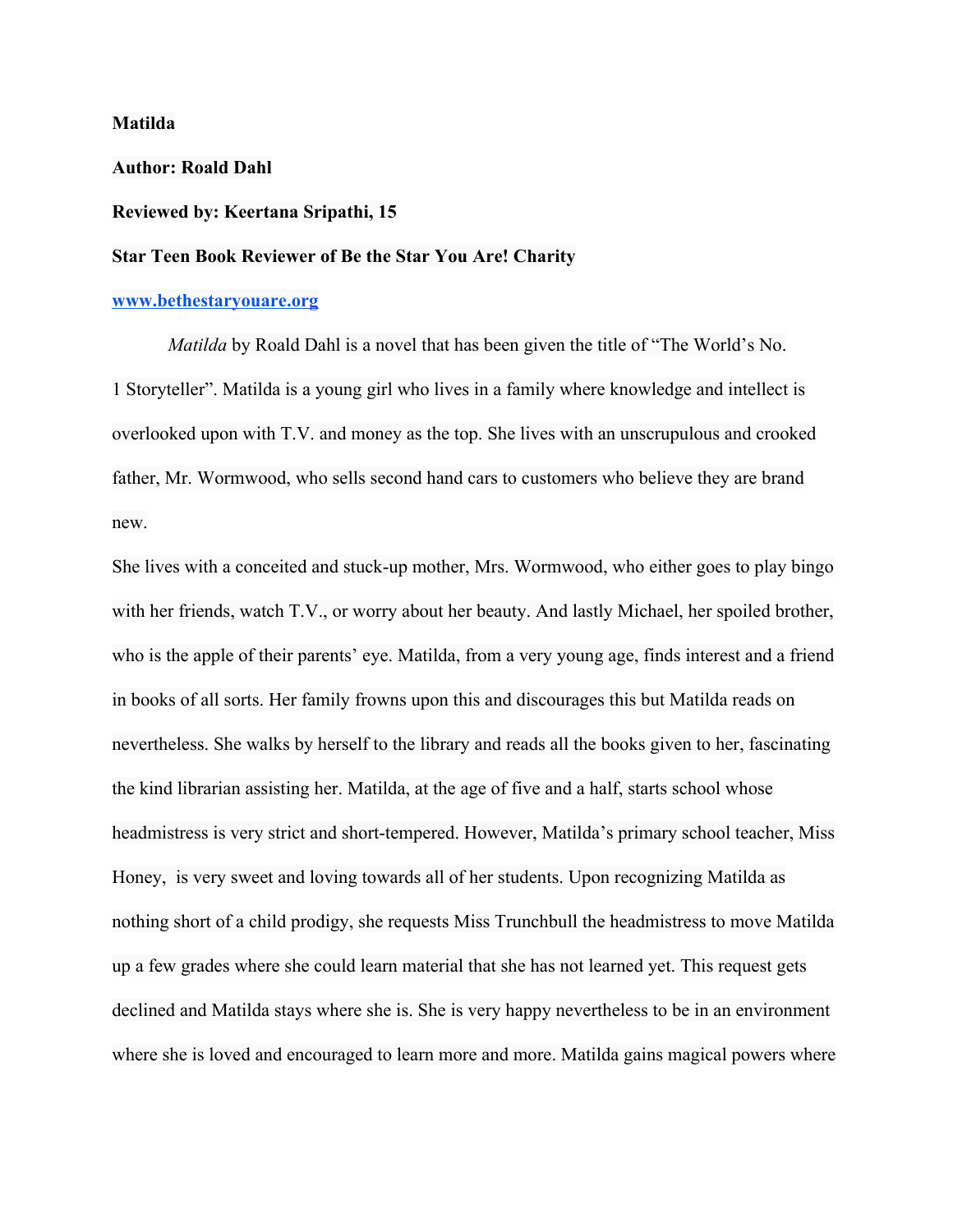**Matilda**

**Author: Roald Dahl**

**Reviewed by: Keertana Sripathi, 15**

**Star Teen Book Reviewer of Be the Star You Are! Charity**

**www.bethestaryouare.org**

*Matilda* by Roald Dahl is a novel that has been given the title of "The World's No. 1 Storyteller". Matilda is a young girl who lives in a family where knowledge and intellect is overlooked upon with T.V. and money as the top. She lives with an unscrupulous and crooked father, Mr. Wormwood, who sells second hand cars to customers who believe they are brand new.

She lives with a conceited and stuck-up mother, Mrs. Wormwood, who either goes to play bingo with her friends, watch T.V., or worry about her beauty. And lastly Michael, her spoiled brother, who is the apple of their parents' eye. Matilda, from a very young age, finds interest and a friend in books of all sorts. Her family frowns upon this and discourages this but Matilda reads on nevertheless. She walks by herself to the library and reads all the books given to her, fascinating the kind librarian assisting her. Matilda, at the age of five and a half, starts school whose headmistress is very strict and short-tempered. However, Matilda's primary school teacher, Miss Honey, is very sweet and loving towards all of her students. Upon recognizing Matilda as nothing short of a child prodigy, she requests Miss Trunchbull the headmistress to move Matilda up a few grades where she could learn material that she has not learned yet. This request gets declined and Matilda stays where she is. She is very happy nevertheless to be in an environment where she is loved and encouraged to learn more and more. Matilda gains magical powers where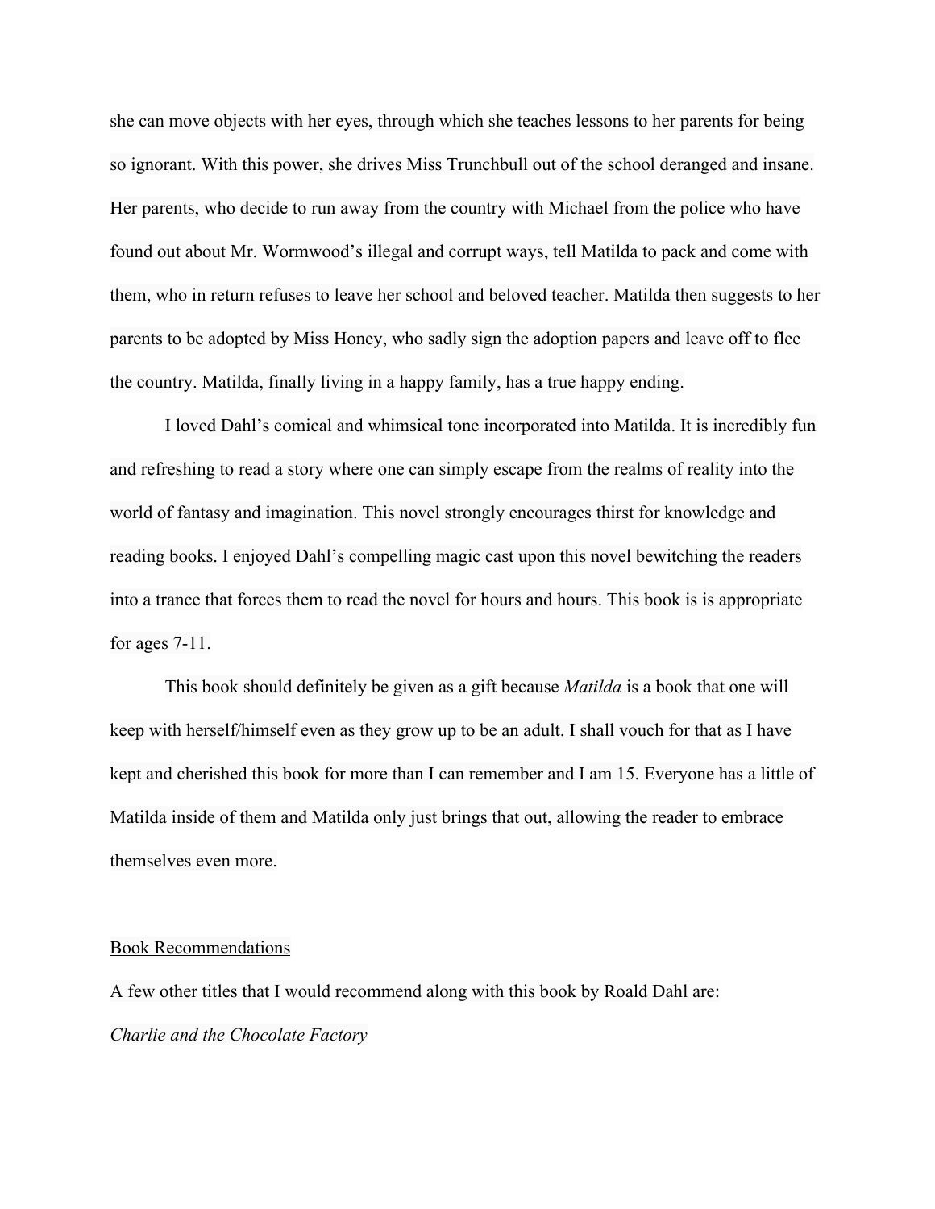she can move objects with her eyes, through which she teaches lessons to her parents for being so ignorant. With this power, she drives Miss Trunchbull out of the school deranged and insane. Her parents, who decide to run away from the country with Michael from the police who have found out about Mr. Wormwood's illegal and corrupt ways, tell Matilda to pack and come with them, who in return refuses to leave her school and beloved teacher. Matilda then suggests to her parents to be adopted by Miss Honey, who sadly sign the adoption papers and leave off to flee the country. Matilda, finally living in a happy family, has a true happy ending.

I loved Dahl's comical and whimsical tone incorporated into Matilda. It is incredibly fun and refreshing to read a story where one can simply escape from the realms of reality into the world of fantasy and imagination. This novel strongly encourages thirst for knowledge and reading books. I enjoyed Dahl's compelling magic cast upon this novel bewitching the readers into a trance that forces them to read the novel for hours and hours. This book is is appropriate for ages 7-11.

This book should definitely be given as a gift because *Matilda* is a book that one will keep with herself/himself even as they grow up to be an adult. I shall vouch for that as I have kept and cherished this book for more than I can remember and I am 15. Everyone has a little of Matilda inside of them and Matilda only just brings that out, allowing the reader to embrace themselves even more.

<u>Book Recommendations</u>

A few other titles that I would recommend along with this book by Roald Dahl are:

*Charlie and the Chocolate Factory*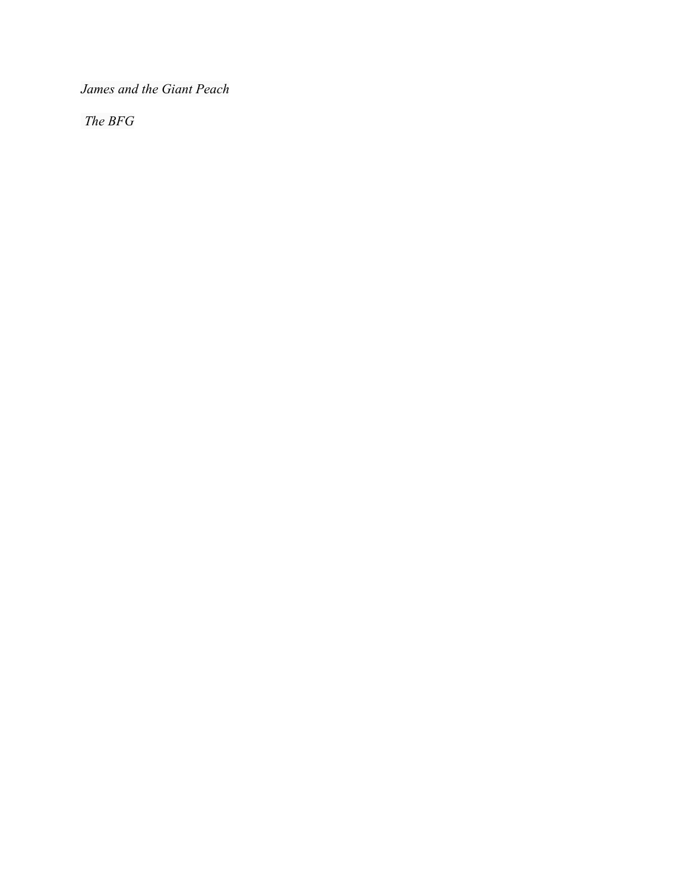*James and the Giant Peach*

*The BFG*